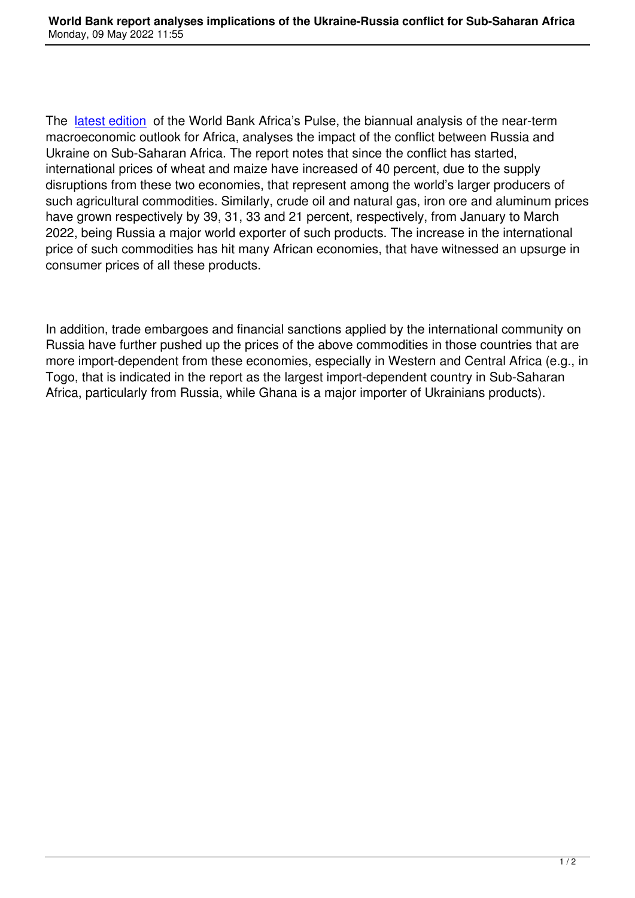The latest edition of the World Bank Africa's Pulse, the biannual analysis of the near-term macroeconomic outlook for Africa, analyses the impact of the conflict between Russia and Ukraine on Sub-Saharan Africa. The report notes that since the conflict has started, international prices of wheat and maize have increased of 40 percent, due to the supply disruptions from these two economies, that represent among the world's larger producers of such agricultural commodities. Similarly, crude oil and natural gas, iron ore and aluminum prices have grown respectively by 39, 31, 33 and 21 percent, respectively, from January to March 2022, being Russia a major world exporter of such products. The increase in the international price of such commodities has hit many African economies, that have witnessed an upsurge in consumer prices of all these products.

In addition, trade embargoes and financial sanctions applied by the international community on Russia have further pushed up the prices of the above commodities in those countries that are more import-dependent from these economies, especially in Western and Central Africa (e.g., in Togo, that is indicated in the report as the largest import-dependent country in Sub-Saharan Africa, particularly from Russia, while Ghana is a major importer of Ukrainians products).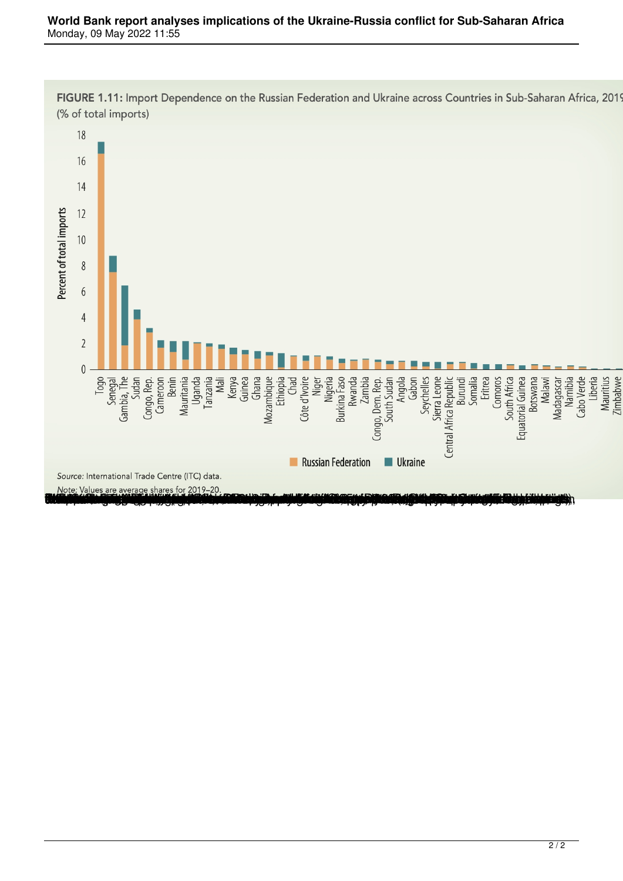FIGURE 1.11: Import Dependence on the Russian Federation and Ukraine across Countries in Sub-Saharan Africa, 2019

(% of total imports)

Percent of total imports

18
16
14
12
10
8
6
4
2
0

Togo, Senegal, Gambia, The, Sudan, Congo, Rep., Cameroon, Benin, Mauritania, Uganda, Tanzania, Mali, Kenya, Guinea, Ghana, Mozambique, Ethiopia, Chad, Côte d'Ivoire, Niger, Nigeria, Burkina Faso, Rwanda, Zambia, Congo, Dem. Rep., South Sudan, Angola, Gabon, Seychelles, Sierra Leone, Central Africa Republic, Burundi, Somalia, Eritrea, Comoros, South Africa, Equatorial Guinea, Botswana, Malawi, Madagascar, Namibia, Cabo Verde, Liberia, Mauritius, Zimbabwe

Russian Federation
Ukraine

*Source:* International Trade Centre (ITC) data.

*Note:* Values are average shares for 2019–20.